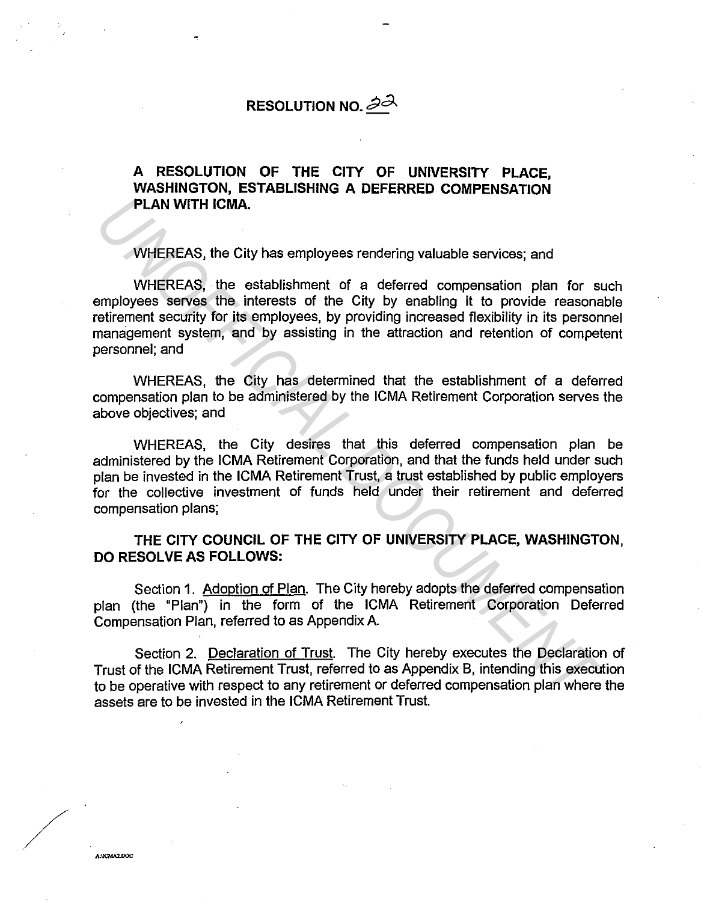# RESOLUTION NO. 22

**A RESOLUTION OF THE CITY OF UNIVERSITY PLACE, WASHINGTON, ESTABLISHING A DEFERRED COMPENSATION PLAN WITH ICMA.**

WHEREAS, the City has employees rendering valuable services; and

WHEREAS, the establishment of a deferred compensation plan for such employees serves the interests of the City by enabling it to provide reasonable retirement security for its employees, by providing increased flexibility in its personnel management system, and by assisting in the attraction and retention of competent personnel; and

WHEREAS, the City has determined that the establishment of a deferred compensation plan to be administered by the ICMA Retirement Corporation serves the above objectives; and

WHEREAS, the City desires that this deferred compensation plan be administered by the ICMA Retirement Corporation, and that the funds held under such plan be invested in the ICMA Retirement Trust, a trust established by public employers for the collective investment of funds held under their retirement and deferred compensation plans;

**THE CITY COUNCIL OF THE CITY OF UNIVERSITY PLACE, WASHINGTON, DO RESOLVE AS FOLLOWS:**

Section 1. Adoption of Plan. The City hereby adopts the deferred compensation plan (the "Plan") in the form of the ICMA Retirement Corporation Deferred Compensation Plan, referred to as Appendix A.

Section 2. Declaration of Trust. The City hereby executes the Declaration of Trust of the ICMA Retirement Trust, referred to as Appendix B, intending this execution to be operative with respect to any retirement or deferred compensation plan where the assets are to be invested in the ICMA Retirement Trust.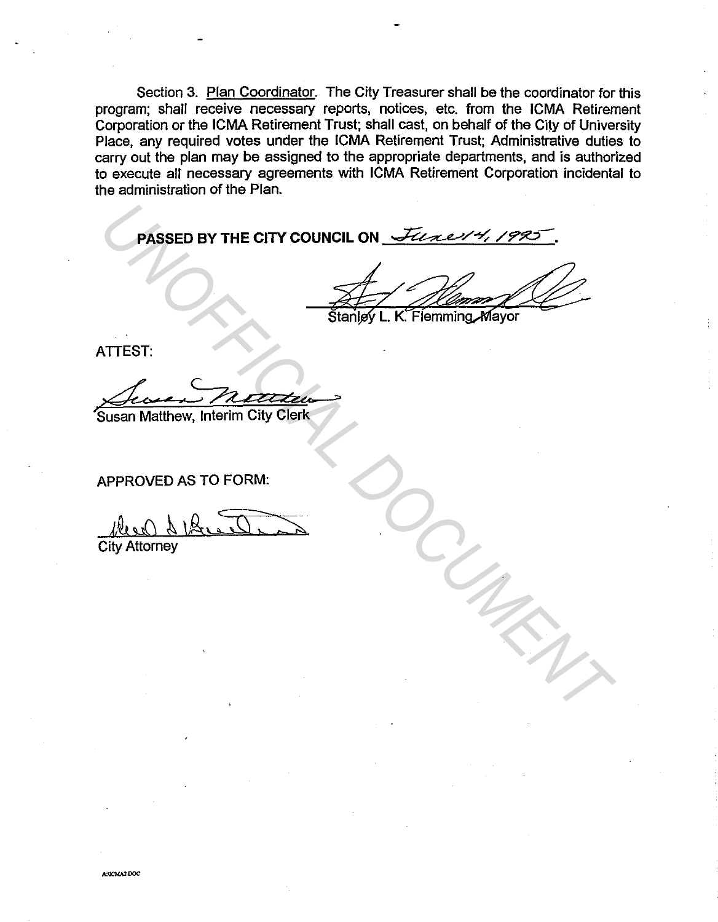Section 3. Plan Coordinator. The City Treasurer shall be the coordinator for this program; shall receive necessary reports, notices, etc. from the ICMA Retirement Corporation or the ICMA Retirement Trust; shall cast, on behalf of the City of University Place, any required votes under the ICMA Retirement Trust; Administrative duties to carry out the plan may be assigned to the appropriate departments, and is authorized to execute all necessary agreements with ICMA Retirement Corporation incidental to the administration of the Plan.

**PASSED BY THE CITY COUNCIL ON** June 14, 1995.

Stanley L. K. Flemming, Mayor

ATTEST:

Susan Matthew, Interim City Clerk

APPROVED AS TO FORM:

City Attorney

A:\ICMA2.DOC